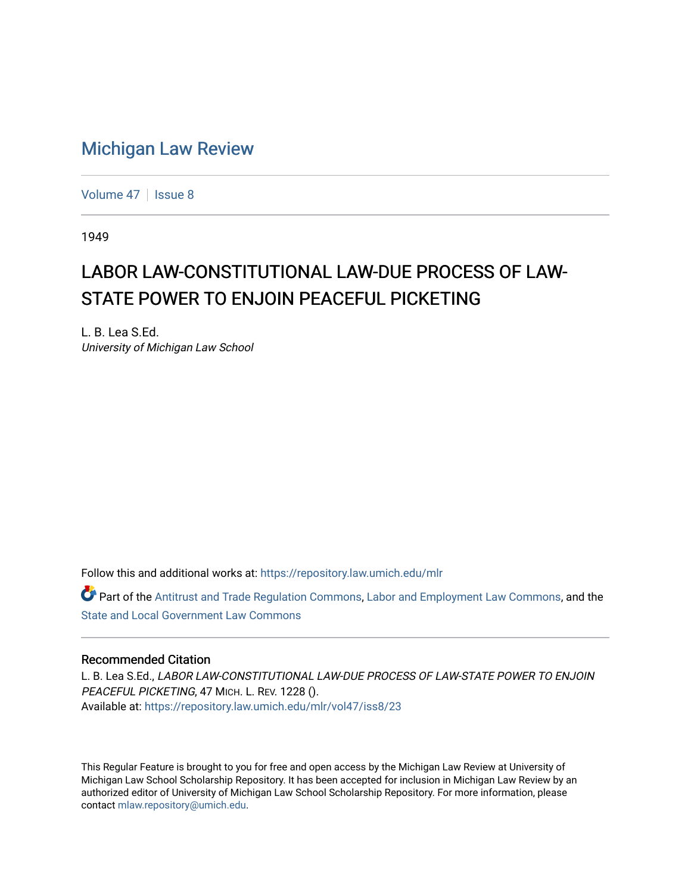# Michigan Law Review

Volume 47 | Issue 8

1949

## LABOR LAW-CONSTITUTIONAL LAW-DUE PROCESS OF LAW-STATE POWER TO ENJOIN PEACEFUL PICKETING

L. B. Lea S.Ed.
*University of Michigan Law School*

Follow this and additional works at: https://repository.law.umich.edu/mlr

Part of the Antitrust and Trade Regulation Commons, Labor and Employment Law Commons, and the State and Local Government Law Commons

### Recommended Citation

L. B. Lea S.Ed., *LABOR LAW-CONSTITUTIONAL LAW-DUE PROCESS OF LAW-STATE POWER TO ENJOIN PEACEFUL PICKETING*, 47 MICH. L. REV. 1228 ().
Available at: https://repository.law.umich.edu/mlr/vol47/iss8/23

This Regular Feature is brought to you for free and open access by the Michigan Law Review at University of Michigan Law School Scholarship Repository. It has been accepted for inclusion in Michigan Law Review by an authorized editor of University of Michigan Law School Scholarship Repository. For more information, please contact mlaw.repository@umich.edu.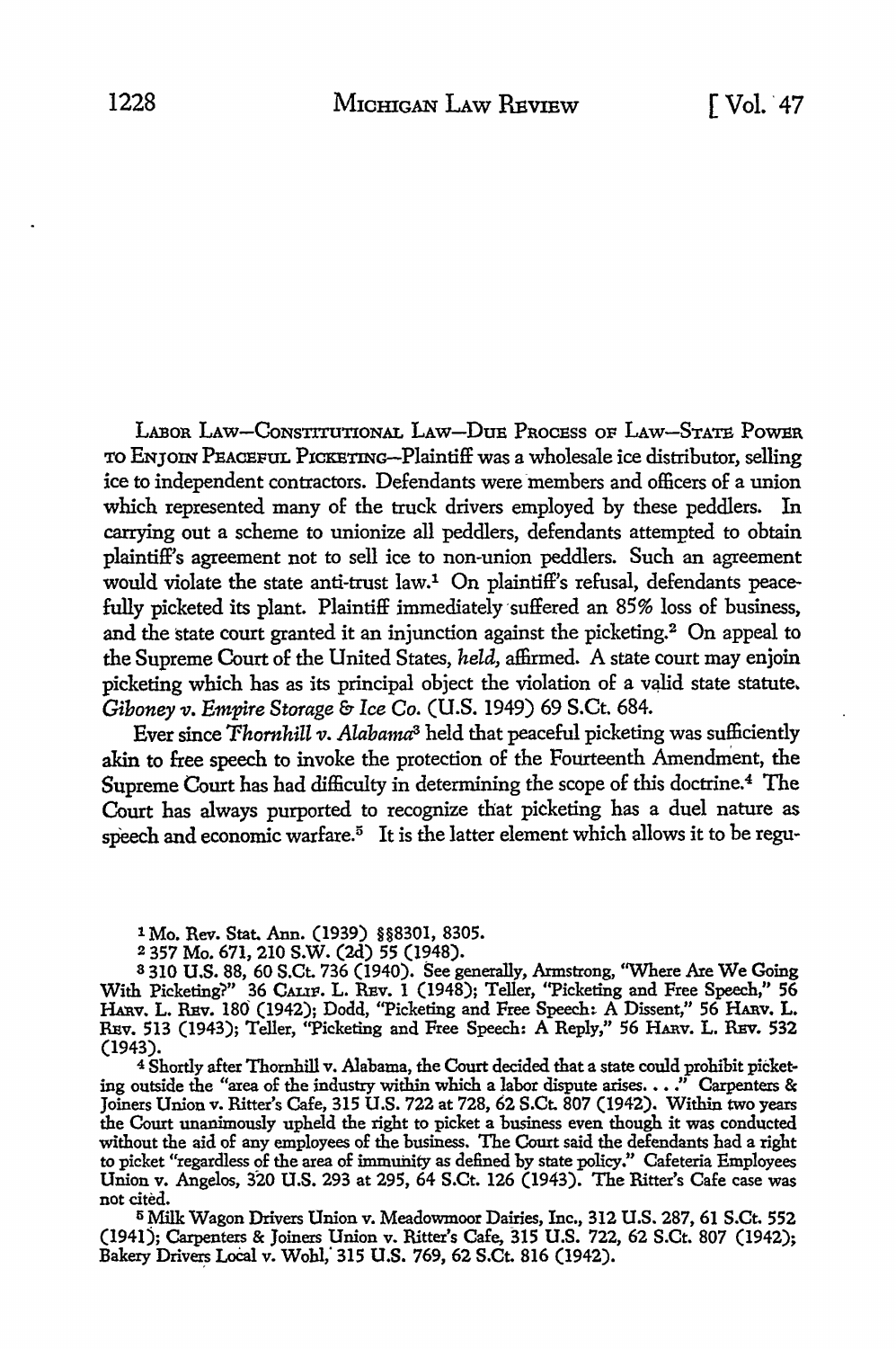LABOR LAW—CONSTITUTIONAL LAW—DUE PROCESS OF LAW—STATE POWER TO ENJOIN PEACEFUL PICKETING—Plaintiff was a wholesale ice distributor, selling ice to independent contractors. Defendants were members and officers of a union which represented many of the truck drivers employed by these peddlers. In carrying out a scheme to unionize all peddlers, defendants attempted to obtain plaintiff's agreement not to sell ice to non-union peddlers. Such an agreement would violate the state anti-trust law.[1] On plaintiff's refusal, defendants peacefully picketed its plant. Plaintiff immediately suffered an 85% loss of business, and the state court granted it an injunction against the picketing.[2] On appeal to the Supreme Court of the United States, *held*, affirmed. A state court may enjoin picketing which has as its principal object the violation of a valid state statute. *Giboney v. Empire Storage & Ice Co.* (U.S. 1949) 69 S.Ct. 684.

Ever since *Thornhill v. Alabama*[3] held that peaceful picketing was sufficiently akin to free speech to invoke the protection of the Fourteenth Amendment, the Supreme Court has had difficulty in determining the scope of this doctrine.[4] The Court has always purported to recognize that picketing has a duel nature as speech and economic warfare.[5] It is the latter element which allows it to be regu-

[1] Mo. Rev. Stat. Ann. (1939) §§8301, 8305.

[2] 357 Mo. 671, 210 S.W. (2d) 55 (1948).

[3] 310 U.S. 88, 60 S.Ct. 736 (1940). See generally, Armstrong, "Where Are We Going With Picketing?" 36 CALIF. L. REV. 1 (1948); Teller, "Picketing and Free Speech," 56 HARV. L. REV. 180 (1942); Dodd, "Picketing and Free Speech: A Dissent," 56 HARV. L. REV. 513 (1943); Teller, "Picketing and Free Speech: A Reply," 56 HARV. L. REV. 532 (1943).

[4] Shortly after Thornhill v. Alabama, the Court decided that a state could prohibit picketing outside the "area of the industry within which a labor dispute arises. . . ." Carpenters & Joiners Union v. Ritter's Cafe, 315 U.S. 722 at 728, 62 S.Ct. 807 (1942). Within two years the Court unanimously upheld the right to picket a business even though it was conducted without the aid of any employees of the business. The Court said the defendants had a right to picket "regardless of the area of immunity as defined by state policy." Cafeteria Employees Union v. Angelos, 320 U.S. 293 at 295, 64 S.Ct. 126 (1943). The Ritter's Cafe case was not cited.

[5] Milk Wagon Drivers Union v. Meadowmoor Dairies, Inc., 312 U.S. 287, 61 S.Ct. 552 (1941); Carpenters & Joiners Union v. Ritter's Cafe, 315 U.S. 722, 62 S.Ct. 807 (1942); Bakery Drivers Local v. Wohl, 315 U.S. 769, 62 S.Ct. 816 (1942).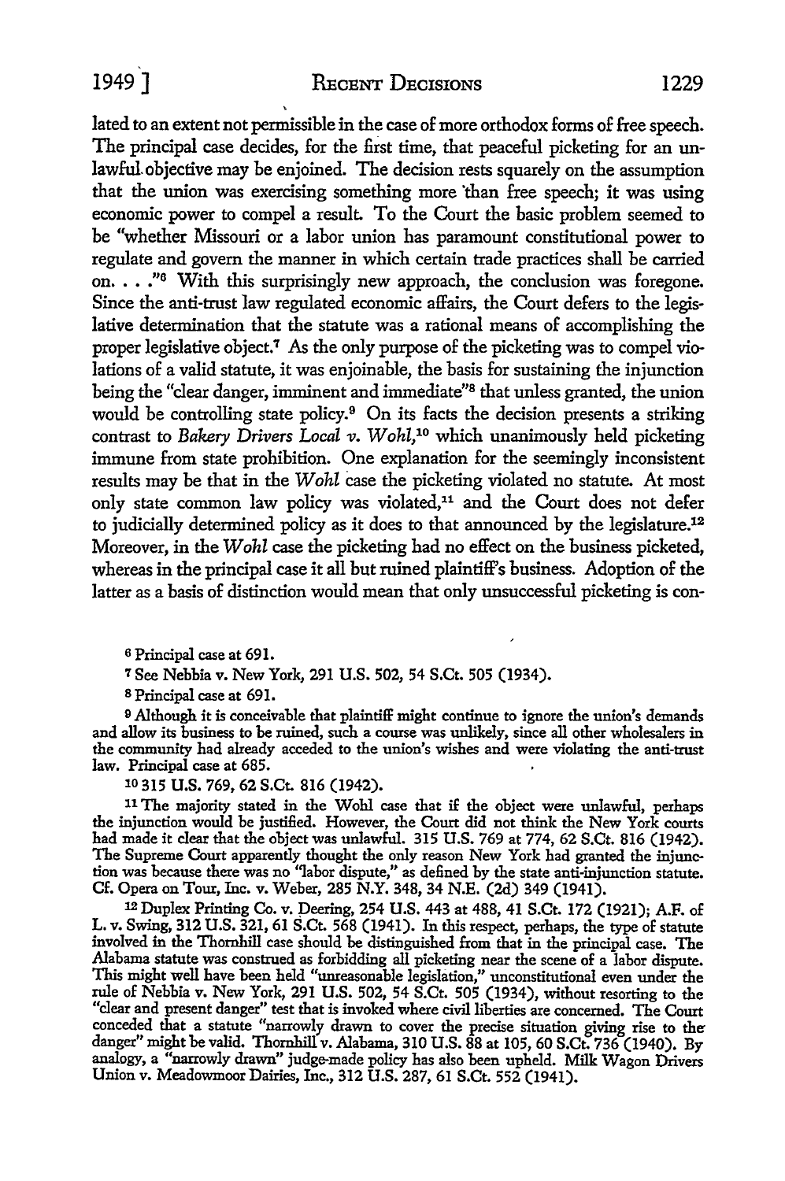lated to an extent not permissible in the case of more orthodox forms of free speech. The principal case decides, for the first time, that peaceful picketing for an unlawful objective may be enjoined. The decision rests squarely on the assumption that the union was exercising something more than free speech; it was using economic power to compel a result. To the Court the basic problem seemed to be "whether Missouri or a labor union has paramount constitutional power to regulate and govern the manner in which certain trade practices shall be carried on. . . ."[6] With this surprisingly new approach, the conclusion was foregone. Since the anti-trust law regulated economic affairs, the Court defers to the legislative determination that the statute was a rational means of accomplishing the proper legislative object.[7] As the only purpose of the picketing was to compel violations of a valid statute, it was enjoinable, the basis for sustaining the injunction being the "clear danger, imminent and immediate"[8] that unless granted, the union would be controlling state policy.[9] On its facts the decision presents a striking contrast to *Bakery Drivers Local v. Wohl*,[10] which unanimously held picketing immune from state prohibition. One explanation for the seemingly inconsistent results may be that in the *Wohl* case the picketing violated no statute. At most only state common law policy was violated,[11] and the Court does not defer to judicially determined policy as it does to that announced by the legislature.[12] Moreover, in the *Wohl* case the picketing had no effect on the business picketed, whereas in the principal case it all but ruined plaintiff's business. Adoption of the latter as a basis of distinction would mean that only unsuccessful picketing is con-

[6] Principal case at 691.

[7] See Nebbia v. New York, 291 U.S. 502, 54 S.Ct. 505 (1934).

[8] Principal case at 691.

[9] Although it is conceivable that plaintiff might continue to ignore the union's demands and allow its business to be ruined, such a course was unlikely, since all other wholesalers in the community had already acceded to the union's wishes and were violating the anti-trust law. Principal case at 685.

[10] 315 U.S. 769, 62 S.Ct. 816 (1942).

[11] The majority stated in the Wohl case that if the object were unlawful, perhaps the injunction would be justified. However, the Court did not think the New York courts had made it clear that the object was unlawful. 315 U.S. 769 at 774, 62 S.Ct. 816 (1942). The Supreme Court apparently thought the only reason New York had granted the injunction was because there was no "labor dispute," as defined by the state anti-injunction statute. Cf. Opera on Tour, Inc. v. Weber, 285 N.Y. 348, 34 N.E. (2d) 349 (1941).

[12] Duplex Printing Co. v. Deering, 254 U.S. 443 at 488, 41 S.Ct. 172 (1921); A.F. of L. v. Swing, 312 U.S. 321, 61 S.Ct. 568 (1941). In this respect, perhaps, the type of statute involved in the Thornhill case should be distinguished from that in the principal case. The Alabama statute was construed as forbidding all picketing near the scene of a labor dispute. This might well have been held "unreasonable legislation," unconstitutional even under the rule of Nebbia v. New York, 291 U.S. 502, 54 S.Ct. 505 (1934), without resorting to the "clear and present danger" test that is invoked where civil liberties are concerned. The Court conceded that a statute "narrowly drawn to cover the precise situation giving rise to the danger" might be valid. Thornhill v. Alabama, 310 U.S. 88 at 105, 60 S.Ct. 736 (1940). By analogy, a "narrowly drawn" judge-made policy has also been upheld. Milk Wagon Drivers Union v. Meadowmoor Dairies, Inc., 312 U.S. 287, 61 S.Ct. 552 (1941).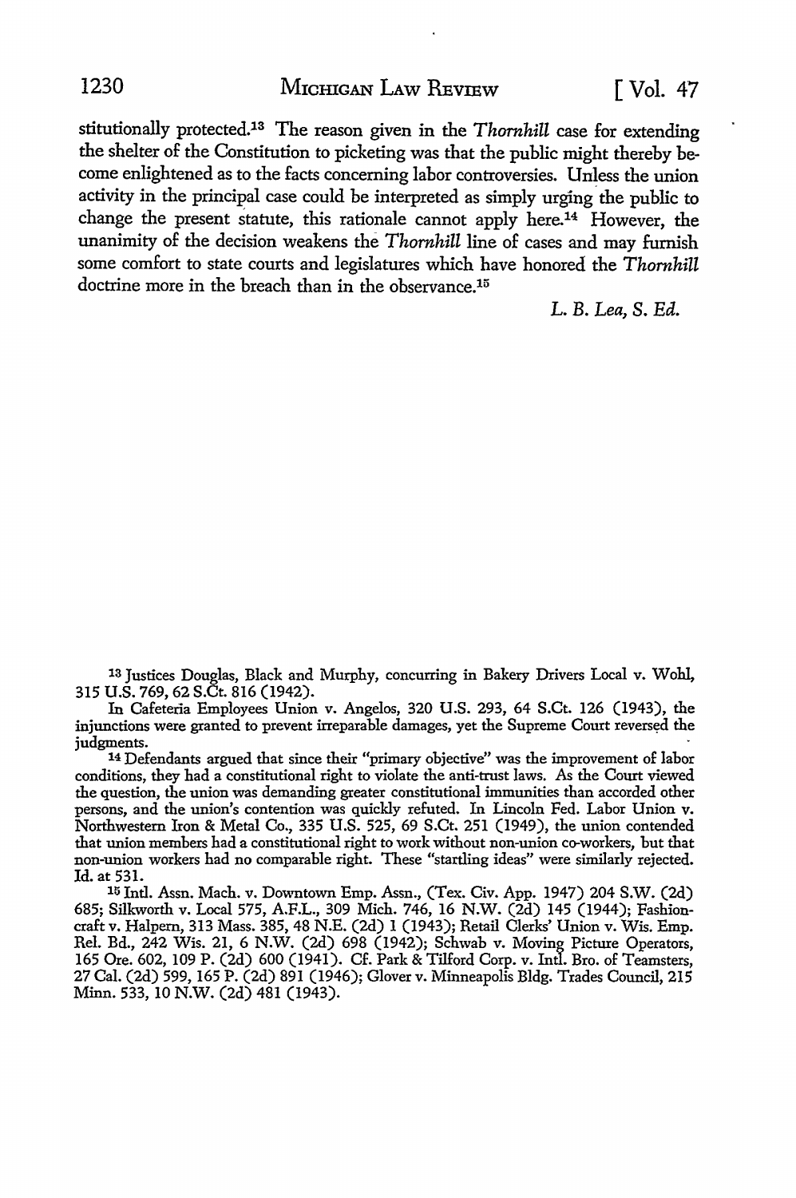stitutionally protected.[13] The reason given in the *Thornhill* case for extending the shelter of the Constitution to picketing was that the public might thereby become enlightened as to the facts concerning labor controversies. Unless the union activity in the principal case could be interpreted as simply urging the public to change the present statute, this rationale cannot apply here.[14] However, the unanimity of the decision weakens the *Thornhill* line of cases and may furnish some comfort to state courts and legislatures which have honored the *Thornhill* doctrine more in the breach than in the observance.[15]

*L. B. Lea, S. Ed.*

---

[13] Justices Douglas, Black and Murphy, concurring in Bakery Drivers Local v. Wohl, 315 U.S. 769, 62 S.Ct. 816 (1942).

In Cafeteria Employees Union v. Angelos, 320 U.S. 293, 64 S.Ct. 126 (1943), the injunctions were granted to prevent irreparable damages, yet the Supreme Court reversed the judgments.

[14] Defendants argued that since their "primary objective" was the improvement of labor conditions, they had a constitutional right to violate the anti-trust laws. As the Court viewed the question, the union was demanding greater constitutional immunities than accorded other persons, and the union's contention was quickly refuted. In Lincoln Fed. Labor Union v. Northwestern Iron & Metal Co., 335 U.S. 525, 69 S.Ct. 251 (1949), the union contended that union members had a constitutional right to work without non-union co-workers, but that non-union workers had no comparable right. These "startling ideas" were similarly rejected. Id. at 531.

[15] Intl. Assn. Mach. v. Downtown Emp. Assn., (Tex. Civ. App. 1947) 204 S.W. (2d) 685; Silkworth v. Local 575, A.F.L., 309 Mich. 746, 16 N.W. (2d) 145 (1944); Fashioncraft v. Halpern, 313 Mass. 385, 48 N.E. (2d) 1 (1943); Retail Clerks' Union v. Wis. Emp. Rel. Bd., 242 Wis. 21, 6 N.W. (2d) 698 (1942); Schwab v. Moving Picture Operators, 165 Ore. 602, 109 P. (2d) 600 (1941). Cf. Park & Tilford Corp. v. Intl. Bro. of Teamsters, 27 Cal. (2d) 599, 165 P. (2d) 891 (1946); Glover v. Minneapolis Bldg. Trades Council, 215 Minn. 533, 10 N.W. (2d) 481 (1943).